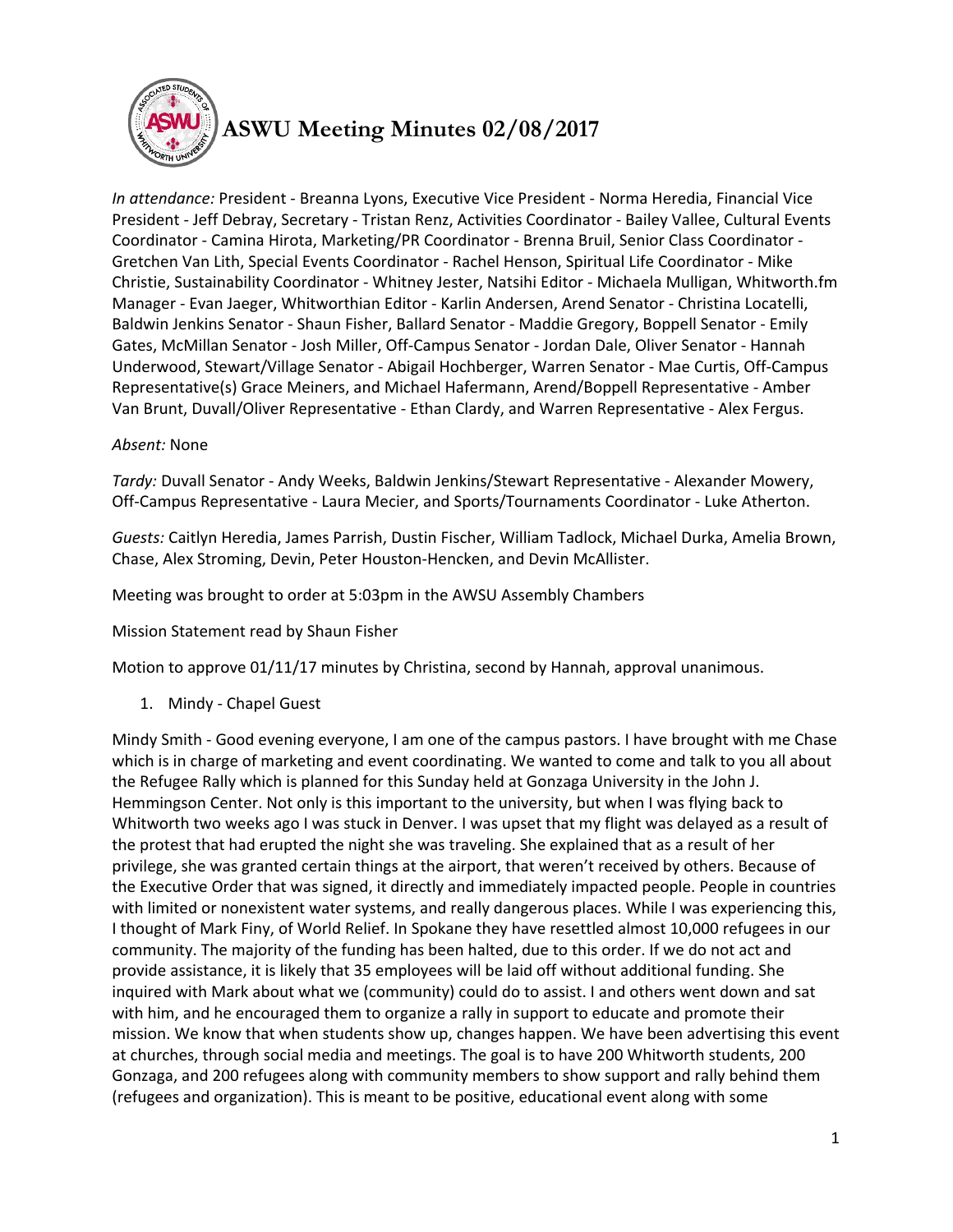# ASWU Meeting Minutes 02/08/2017

*In attendance:* President - Breanna Lyons, Executive Vice President - Norma Heredia, Financial Vice President - Jeff Debray, Secretary - Tristan Renz, Activities Coordinator - Bailey Vallee, Cultural Events Coordinator - Camina Hirota, Marketing/PR Coordinator - Brenna Bruil, Senior Class Coordinator - Gretchen Van Lith, Special Events Coordinator - Rachel Henson, Spiritual Life Coordinator - Mike Christie, Sustainability Coordinator - Whitney Jester, Natsihi Editor - Michaela Mulligan, Whitworth.fm Manager - Evan Jaeger, Whitworthian Editor - Karlin Andersen, Arend Senator - Christina Locatelli, Baldwin Jenkins Senator - Shaun Fisher, Ballard Senator - Maddie Gregory, Boppell Senator - Emily Gates, McMillan Senator - Josh Miller, Off-Campus Senator - Jordan Dale, Oliver Senator - Hannah Underwood, Stewart/Village Senator - Abigail Hochberger, Warren Senator - Mae Curtis, Off-Campus Representative(s) Grace Meiners, and Michael Hafermann, Arend/Boppell Representative - Amber Van Brunt, Duvall/Oliver Representative - Ethan Clardy, and Warren Representative - Alex Fergus.

*Absent:* None

*Tardy:* Duvall Senator - Andy Weeks, Baldwin Jenkins/Stewart Representative - Alexander Mowery, Off-Campus Representative - Laura Mecier, and Sports/Tournaments Coordinator - Luke Atherton.

*Guests:* Caitlyn Heredia, James Parrish, Dustin Fischer, William Tadlock, Michael Durka, Amelia Brown, Chase, Alex Stroming, Devin, Peter Houston-Hencken, and Devin McAllister.

Meeting was brought to order at 5:03pm in the AWSU Assembly Chambers

Mission Statement read by Shaun Fisher

Motion to approve 01/11/17 minutes by Christina, second by Hannah, approval unanimous.

1. Mindy - Chapel Guest

Mindy Smith - Good evening everyone, I am one of the campus pastors. I have brought with me Chase which is in charge of marketing and event coordinating. We wanted to come and talk to you all about the Refugee Rally which is planned for this Sunday held at Gonzaga University in the John J. Hemmingson Center. Not only is this important to the university, but when I was flying back to Whitworth two weeks ago I was stuck in Denver. I was upset that my flight was delayed as a result of the protest that had erupted the night she was traveling. She explained that as a result of her privilege, she was granted certain things at the airport, that weren't received by others. Because of the Executive Order that was signed, it directly and immediately impacted people. People in countries with limited or nonexistent water systems, and really dangerous places. While I was experiencing this, I thought of Mark Finy, of World Relief. In Spokane they have resettled almost 10,000 refugees in our community. The majority of the funding has been halted, due to this order. If we do not act and provide assistance, it is likely that 35 employees will be laid off without additional funding. She inquired with Mark about what we (community) could do to assist. I and others went down and sat with him, and he encouraged them to organize a rally in support to educate and promote their mission. We know that when students show up, changes happen. We have been advertising this event at churches, through social media and meetings. The goal is to have 200 Whitworth students, 200 Gonzaga, and 200 refugees along with community members to show support and rally behind them (refugees and organization). This is meant to be positive, educational event along with some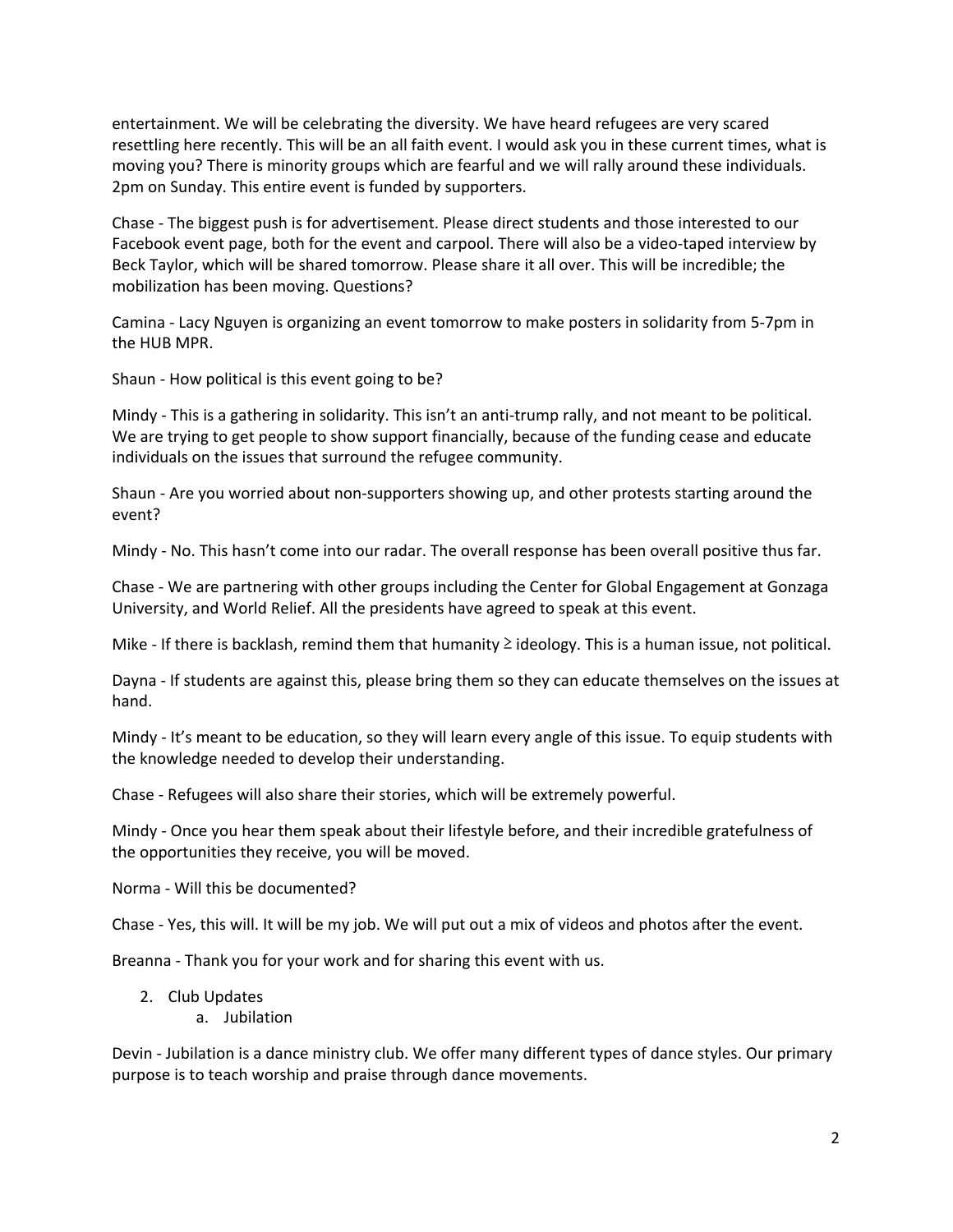entertainment. We will be celebrating the diversity. We have heard refugees are very scared resettling here recently. This will be an all faith event. I would ask you in these current times, what is moving you? There is minority groups which are fearful and we will rally around these individuals. 2pm on Sunday. This entire event is funded by supporters.

Chase - The biggest push is for advertisement. Please direct students and those interested to our Facebook event page, both for the event and carpool. There will also be a video-taped interview by Beck Taylor, which will be shared tomorrow. Please share it all over. This will be incredible; the mobilization has been moving. Questions?

Camina - Lacy Nguyen is organizing an event tomorrow to make posters in solidarity from 5-7pm in the HUB MPR.

Shaun - How political is this event going to be?

Mindy - This is a gathering in solidarity. This isn't an anti-trump rally, and not meant to be political. We are trying to get people to show support financially, because of the funding cease and educate individuals on the issues that surround the refugee community.

Shaun - Are you worried about non-supporters showing up, and other protests starting around the event?

Mindy - No. This hasn't come into our radar. The overall response has been overall positive thus far.

Chase - We are partnering with other groups including the Center for Global Engagement at Gonzaga University, and World Relief. All the presidents have agreed to speak at this event.

Mike - If there is backlash, remind them that humanity ≥ ideology. This is a human issue, not political.

Dayna - If students are against this, please bring them so they can educate themselves on the issues at hand.

Mindy - It's meant to be education, so they will learn every angle of this issue. To equip students with the knowledge needed to develop their understanding.

Chase - Refugees will also share their stories, which will be extremely powerful.

Mindy - Once you hear them speak about their lifestyle before, and their incredible gratefulness of the opportunities they receive, you will be moved.

Norma - Will this be documented?

Chase - Yes, this will. It will be my job. We will put out a mix of videos and photos after the event.

Breanna - Thank you for your work and for sharing this event with us.

2. Club Updates
    a. Jubilation

Devin - Jubilation is a dance ministry club. We offer many different types of dance styles. Our primary purpose is to teach worship and praise through dance movements.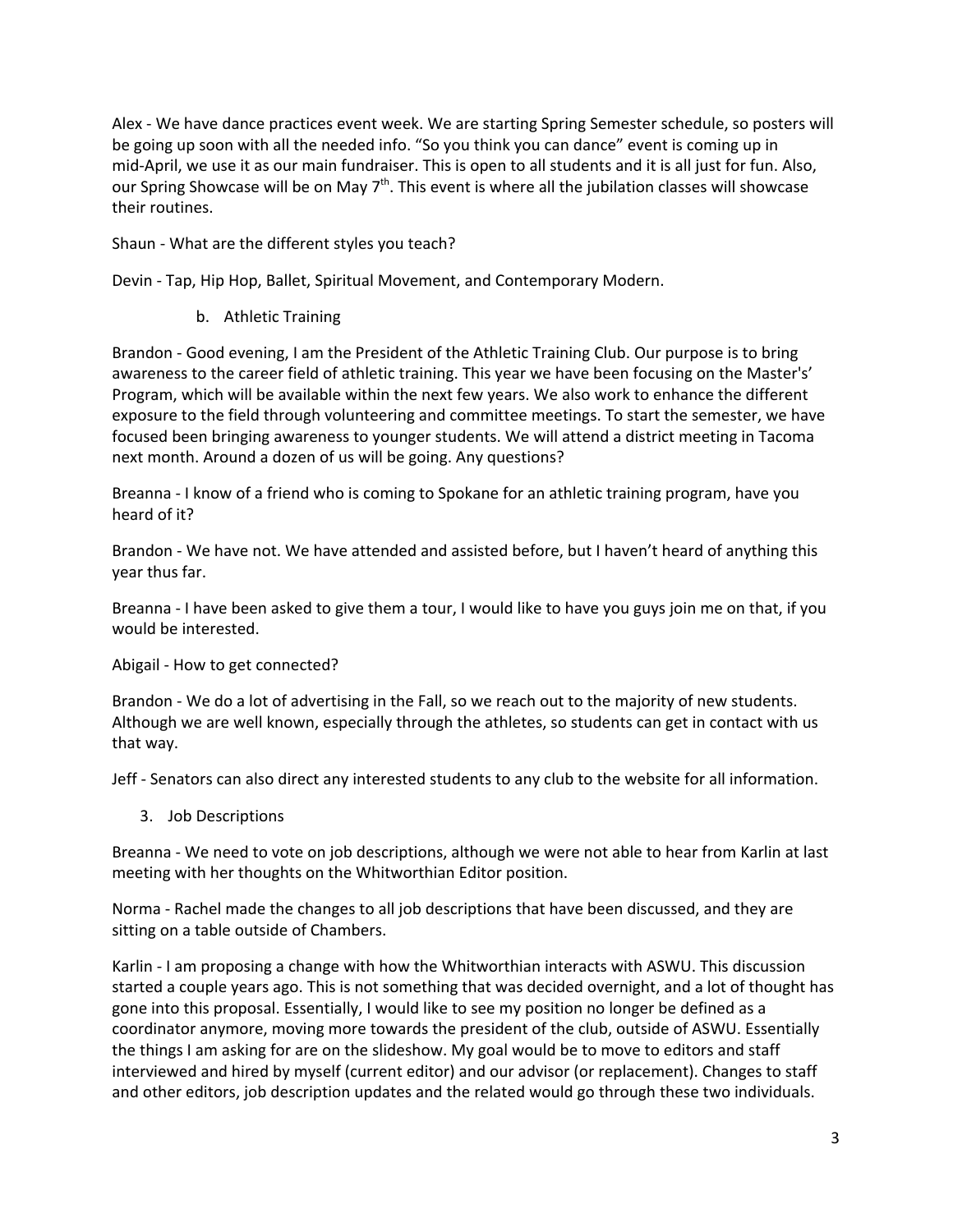Alex - We have dance practices event week. We are starting Spring Semester schedule, so posters will be going up soon with all the needed info. "So you think you can dance" event is coming up in mid-April, we use it as our main fundraiser. This is open to all students and it is all just for fun. Also, our Spring Showcase will be on May 7th. This event is where all the jubilation classes will showcase their routines.

Shaun - What are the different styles you teach?

Devin - Tap, Hip Hop, Ballet, Spiritual Movement, and Contemporary Modern.

b. Athletic Training

Brandon - Good evening, I am the President of the Athletic Training Club. Our purpose is to bring awareness to the career field of athletic training. This year we have been focusing on the Master's' Program, which will be available within the next few years. We also work to enhance the different exposure to the field through volunteering and committee meetings. To start the semester, we have focused been bringing awareness to younger students. We will attend a district meeting in Tacoma next month. Around a dozen of us will be going. Any questions?

Breanna - I know of a friend who is coming to Spokane for an athletic training program, have you heard of it?

Brandon - We have not. We have attended and assisted before, but I haven't heard of anything this year thus far.

Breanna - I have been asked to give them a tour, I would like to have you guys join me on that, if you would be interested.

Abigail - How to get connected?

Brandon - We do a lot of advertising in the Fall, so we reach out to the majority of new students. Although we are well known, especially through the athletes, so students can get in contact with us that way.

Jeff - Senators can also direct any interested students to any club to the website for all information.

3. Job Descriptions

Breanna - We need to vote on job descriptions, although we were not able to hear from Karlin at last meeting with her thoughts on the Whitworthian Editor position.

Norma - Rachel made the changes to all job descriptions that have been discussed, and they are sitting on a table outside of Chambers.

Karlin - I am proposing a change with how the Whitworthian interacts with ASWU. This discussion started a couple years ago. This is not something that was decided overnight, and a lot of thought has gone into this proposal. Essentially, I would like to see my position no longer be defined as a coordinator anymore, moving more towards the president of the club, outside of ASWU. Essentially the things I am asking for are on the slideshow. My goal would be to move to editors and staff interviewed and hired by myself (current editor) and our advisor (or replacement). Changes to staff and other editors, job description updates and the related would go through these two individuals.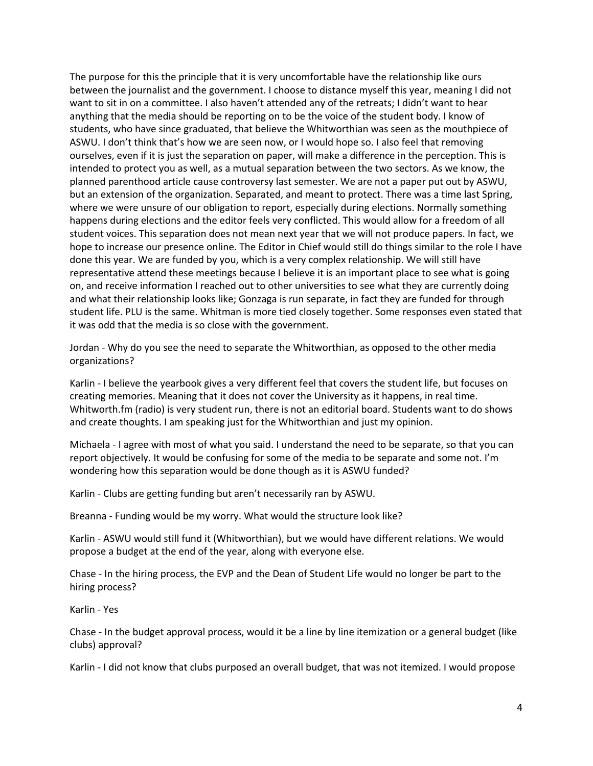The purpose for this the principle that it is very uncomfortable have the relationship like ours between the journalist and the government. I choose to distance myself this year, meaning I did not want to sit in on a committee. I also haven't attended any of the retreats; I didn't want to hear anything that the media should be reporting on to be the voice of the student body. I know of students, who have since graduated, that believe the Whitworthian was seen as the mouthpiece of ASWU. I don't think that's how we are seen now, or I would hope so. I also feel that removing ourselves, even if it is just the separation on paper, will make a difference in the perception. This is intended to protect you as well, as a mutual separation between the two sectors. As we know, the planned parenthood article cause controversy last semester. We are not a paper put out by ASWU, but an extension of the organization. Separated, and meant to protect. There was a time last Spring, where we were unsure of our obligation to report, especially during elections. Normally something happens during elections and the editor feels very conflicted. This would allow for a freedom of all student voices. This separation does not mean next year that we will not produce papers. In fact, we hope to increase our presence online. The Editor in Chief would still do things similar to the role I have done this year. We are funded by you, which is a very complex relationship. We will still have representative attend these meetings because I believe it is an important place to see what is going on, and receive information I reached out to other universities to see what they are currently doing and what their relationship looks like; Gonzaga is run separate, in fact they are funded for through student life. PLU is the same. Whitman is more tied closely together. Some responses even stated that it was odd that the media is so close with the government.

Jordan - Why do you see the need to separate the Whitworthian, as opposed to the other media organizations?

Karlin - I believe the yearbook gives a very different feel that covers the student life, but focuses on creating memories. Meaning that it does not cover the University as it happens, in real time. Whitworth.fm (radio) is very student run, there is not an editorial board. Students want to do shows and create thoughts. I am speaking just for the Whitworthian and just my opinion.

Michaela - I agree with most of what you said. I understand the need to be separate, so that you can report objectively. It would be confusing for some of the media to be separate and some not. I'm wondering how this separation would be done though as it is ASWU funded?

Karlin - Clubs are getting funding but aren't necessarily ran by ASWU.

Breanna - Funding would be my worry. What would the structure look like?

Karlin - ASWU would still fund it (Whitworthian), but we would have different relations. We would propose a budget at the end of the year, along with everyone else.

Chase - In the hiring process, the EVP and the Dean of Student Life would no longer be part to the hiring process?

Karlin - Yes

Chase - In the budget approval process, would it be a line by line itemization or a general budget (like clubs) approval?

Karlin - I did not know that clubs purposed an overall budget, that was not itemized. I would propose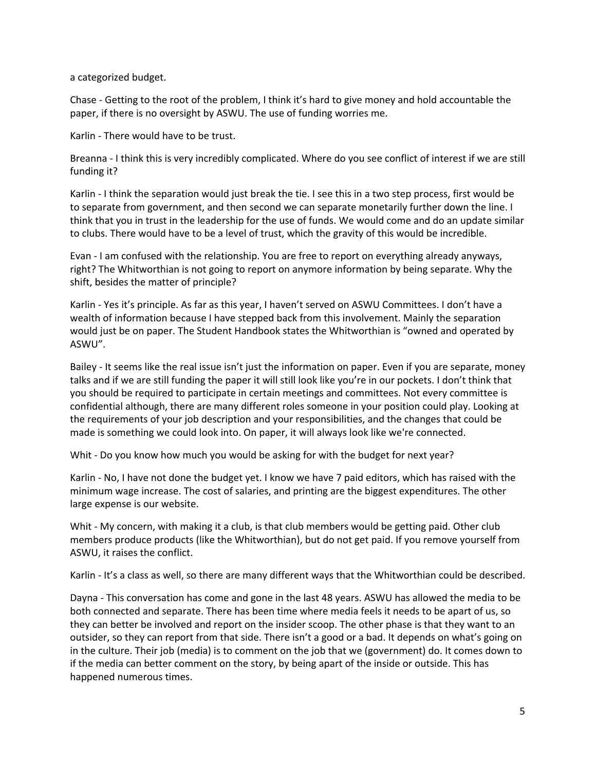a categorized budget.

Chase - Getting to the root of the problem, I think it's hard to give money and hold accountable the paper, if there is no oversight by ASWU. The use of funding worries me.

Karlin - There would have to be trust.

Breanna - I think this is very incredibly complicated. Where do you see conflict of interest if we are still funding it?

Karlin - I think the separation would just break the tie. I see this in a two step process, first would be to separate from government, and then second we can separate monetarily further down the line. I think that you in trust in the leadership for the use of funds. We would come and do an update similar to clubs. There would have to be a level of trust, which the gravity of this would be incredible.

Evan - I am confused with the relationship. You are free to report on everything already anyways, right? The Whitworthian is not going to report on anymore information by being separate. Why the shift, besides the matter of principle?

Karlin - Yes it's principle. As far as this year, I haven't served on ASWU Committees. I don't have a wealth of information because I have stepped back from this involvement. Mainly the separation would just be on paper. The Student Handbook states the Whitworthian is "owned and operated by ASWU".

Bailey - It seems like the real issue isn't just the information on paper. Even if you are separate, money talks and if we are still funding the paper it will still look like you're in our pockets. I don't think that you should be required to participate in certain meetings and committees. Not every committee is confidential although, there are many different roles someone in your position could play. Looking at the requirements of your job description and your responsibilities, and the changes that could be made is something we could look into. On paper, it will always look like we're connected.

Whit - Do you know how much you would be asking for with the budget for next year?

Karlin - No, I have not done the budget yet. I know we have 7 paid editors, which has raised with the minimum wage increase. The cost of salaries, and printing are the biggest expenditures. The other large expense is our website.

Whit - My concern, with making it a club, is that club members would be getting paid. Other club members produce products (like the Whitworthian), but do not get paid. If you remove yourself from ASWU, it raises the conflict.

Karlin - It's a class as well, so there are many different ways that the Whitworthian could be described.

Dayna - This conversation has come and gone in the last 48 years. ASWU has allowed the media to be both connected and separate. There has been time where media feels it needs to be apart of us, so they can better be involved and report on the insider scoop. The other phase is that they want to an outsider, so they can report from that side. There isn't a good or a bad. It depends on what's going on in the culture. Their job (media) is to comment on the job that we (government) do. It comes down to if the media can better comment on the story, by being apart of the inside or outside. This has happened numerous times.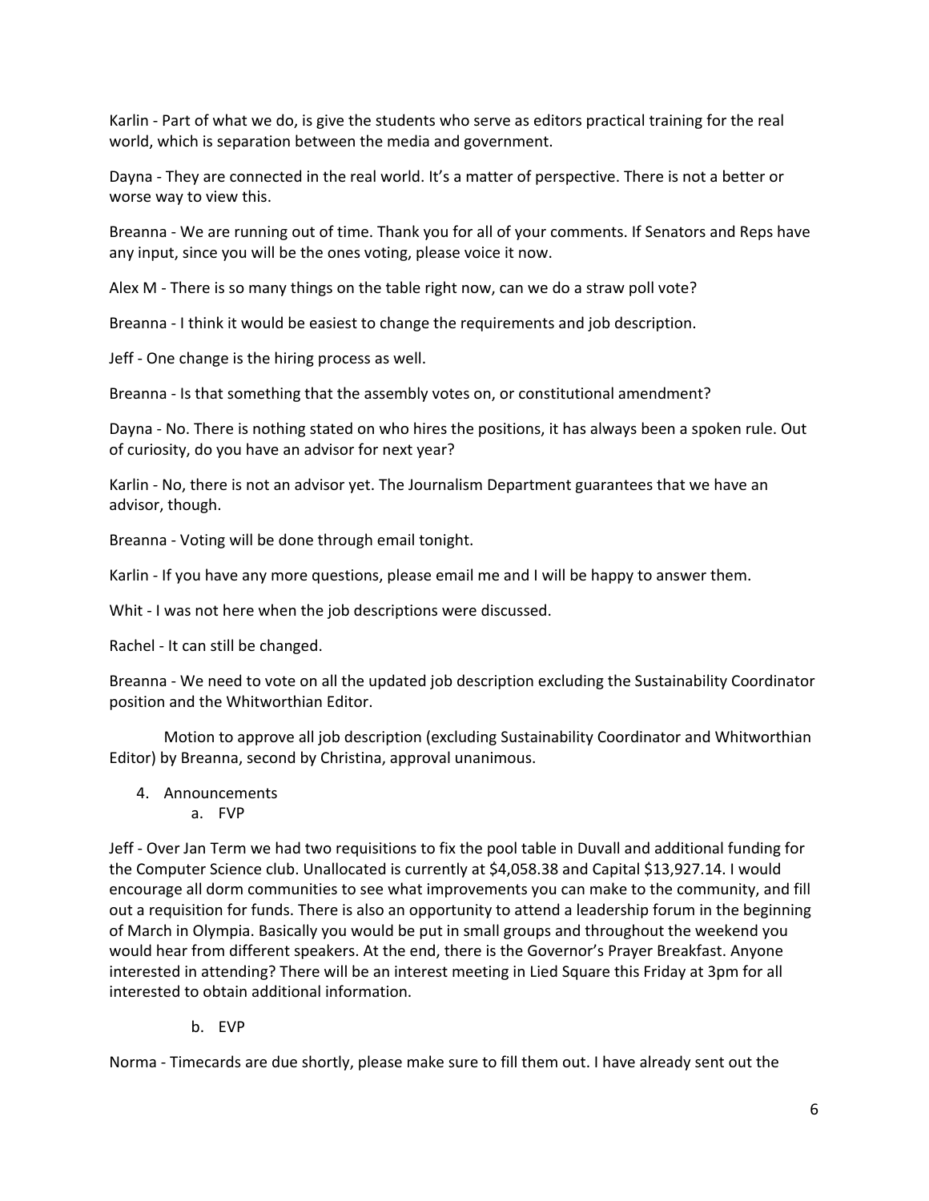Karlin - Part of what we do, is give the students who serve as editors practical training for the real world, which is separation between the media and government.

Dayna - They are connected in the real world. It's a matter of perspective. There is not a better or worse way to view this.

Breanna - We are running out of time. Thank you for all of your comments. If Senators and Reps have any input, since you will be the ones voting, please voice it now.

Alex M - There is so many things on the table right now, can we do a straw poll vote?

Breanna - I think it would be easiest to change the requirements and job description.

Jeff - One change is the hiring process as well.

Breanna - Is that something that the assembly votes on, or constitutional amendment?

Dayna - No. There is nothing stated on who hires the positions, it has always been a spoken rule. Out of curiosity, do you have an advisor for next year?

Karlin - No, there is not an advisor yet. The Journalism Department guarantees that we have an advisor, though.

Breanna - Voting will be done through email tonight.

Karlin - If you have any more questions, please email me and I will be happy to answer them.

Whit - I was not here when the job descriptions were discussed.

Rachel - It can still be changed.

Breanna - We need to vote on all the updated job description excluding the Sustainability Coordinator position and the Whitworthian Editor.

Motion to approve all job description (excluding Sustainability Coordinator and Whitworthian Editor) by Breanna, second by Christina, approval unanimous.

4. Announcements
    a. FVP

Jeff - Over Jan Term we had two requisitions to fix the pool table in Duvall and additional funding for the Computer Science club. Unallocated is currently at $4,058.38 and Capital $13,927.14. I would encourage all dorm communities to see what improvements you can make to the community, and fill out a requisition for funds. There is also an opportunity to attend a leadership forum in the beginning of March in Olympia. Basically you would be put in small groups and throughout the weekend you would hear from different speakers. At the end, there is the Governor's Prayer Breakfast. Anyone interested in attending? There will be an interest meeting in Lied Square this Friday at 3pm for all interested to obtain additional information.

    b. EVP

Norma - Timecards are due shortly, please make sure to fill them out. I have already sent out the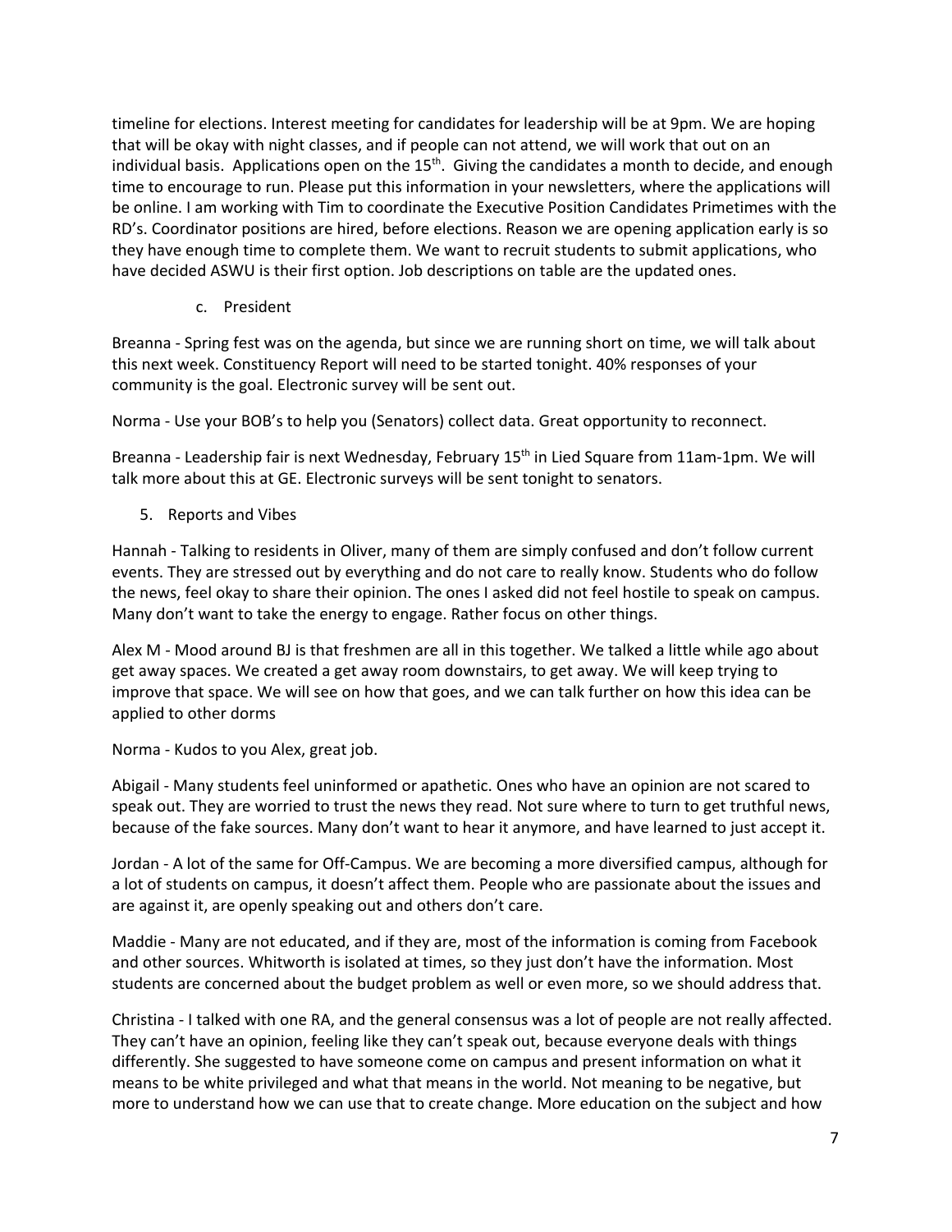timeline for elections. Interest meeting for candidates for leadership will be at 9pm. We are hoping that will be okay with night classes, and if people can not attend, we will work that out on an individual basis. Applications open on the 15th. Giving the candidates a month to decide, and enough time to encourage to run. Please put this information in your newsletters, where the applications will be online. I am working with Tim to coordinate the Executive Position Candidates Primetimes with the RD's. Coordinator positions are hired, before elections. Reason we are opening application early is so they have enough time to complete them. We want to recruit students to submit applications, who have decided ASWU is their first option. Job descriptions on table are the updated ones.

c. President

Breanna - Spring fest was on the agenda, but since we are running short on time, we will talk about this next week. Constituency Report will need to be started tonight. 40% responses of your community is the goal. Electronic survey will be sent out.

Norma - Use your BOB's to help you (Senators) collect data. Great opportunity to reconnect.

Breanna - Leadership fair is next Wednesday, February 15th in Lied Square from 11am-1pm. We will talk more about this at GE. Electronic surveys will be sent tonight to senators.

5. Reports and Vibes

Hannah - Talking to residents in Oliver, many of them are simply confused and don't follow current events. They are stressed out by everything and do not care to really know. Students who do follow the news, feel okay to share their opinion. The ones I asked did not feel hostile to speak on campus. Many don't want to take the energy to engage. Rather focus on other things.

Alex M - Mood around BJ is that freshmen are all in this together. We talked a little while ago about get away spaces. We created a get away room downstairs, to get away. We will keep trying to improve that space. We will see on how that goes, and we can talk further on how this idea can be applied to other dorms

Norma - Kudos to you Alex, great job.

Abigail - Many students feel uninformed or apathetic. Ones who have an opinion are not scared to speak out. They are worried to trust the news they read. Not sure where to turn to get truthful news, because of the fake sources. Many don't want to hear it anymore, and have learned to just accept it.

Jordan - A lot of the same for Off-Campus. We are becoming a more diversified campus, although for a lot of students on campus, it doesn't affect them. People who are passionate about the issues and are against it, are openly speaking out and others don't care.

Maddie - Many are not educated, and if they are, most of the information is coming from Facebook and other sources. Whitworth is isolated at times, so they just don't have the information. Most students are concerned about the budget problem as well or even more, so we should address that.

Christina - I talked with one RA, and the general consensus was a lot of people are not really affected. They can't have an opinion, feeling like they can't speak out, because everyone deals with things differently. She suggested to have someone come on campus and present information on what it means to be white privileged and what that means in the world. Not meaning to be negative, but more to understand how we can use that to create change. More education on the subject and how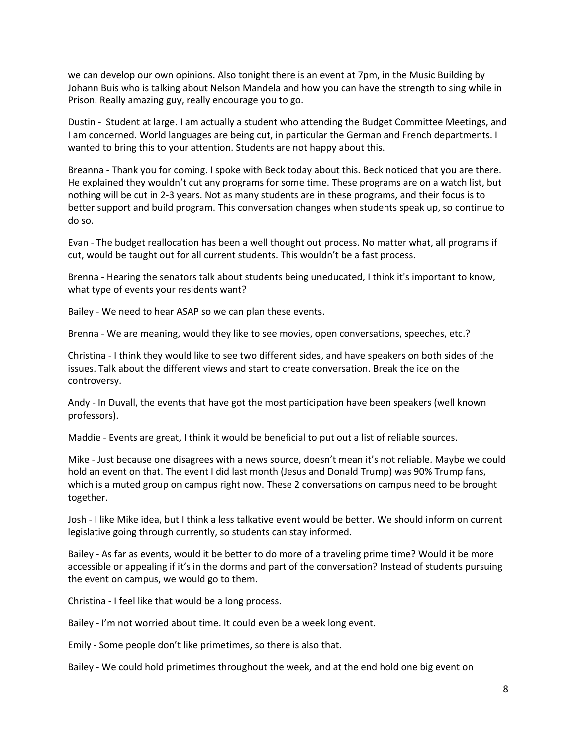we can develop our own opinions. Also tonight there is an event at 7pm, in the Music Building by Johann Buis who is talking about Nelson Mandela and how you can have the strength to sing while in Prison. Really amazing guy, really encourage you to go.

Dustin - Student at large. I am actually a student who attending the Budget Committee Meetings, and I am concerned. World languages are being cut, in particular the German and French departments. I wanted to bring this to your attention. Students are not happy about this.

Breanna - Thank you for coming. I spoke with Beck today about this. Beck noticed that you are there. He explained they wouldn't cut any programs for some time. These programs are on a watch list, but nothing will be cut in 2-3 years. Not as many students are in these programs, and their focus is to better support and build program. This conversation changes when students speak up, so continue to do so.

Evan - The budget reallocation has been a well thought out process. No matter what, all programs if cut, would be taught out for all current students. This wouldn't be a fast process.

Brenna - Hearing the senators talk about students being uneducated, I think it's important to know, what type of events your residents want?

Bailey - We need to hear ASAP so we can plan these events.

Brenna - We are meaning, would they like to see movies, open conversations, speeches, etc.?

Christina - I think they would like to see two different sides, and have speakers on both sides of the issues. Talk about the different views and start to create conversation. Break the ice on the controversy.

Andy - In Duvall, the events that have got the most participation have been speakers (well known professors).

Maddie - Events are great, I think it would be beneficial to put out a list of reliable sources.

Mike - Just because one disagrees with a news source, doesn't mean it's not reliable. Maybe we could hold an event on that. The event I did last month (Jesus and Donald Trump) was 90% Trump fans, which is a muted group on campus right now. These 2 conversations on campus need to be brought together.

Josh - I like Mike idea, but I think a less talkative event would be better. We should inform on current legislative going through currently, so students can stay informed.

Bailey - As far as events, would it be better to do more of a traveling prime time? Would it be more accessible or appealing if it's in the dorms and part of the conversation? Instead of students pursuing the event on campus, we would go to them.

Christina - I feel like that would be a long process.

Bailey - I'm not worried about time. It could even be a week long event.

Emily - Some people don't like primetimes, so there is also that.

Bailey - We could hold primetimes throughout the week, and at the end hold one big event on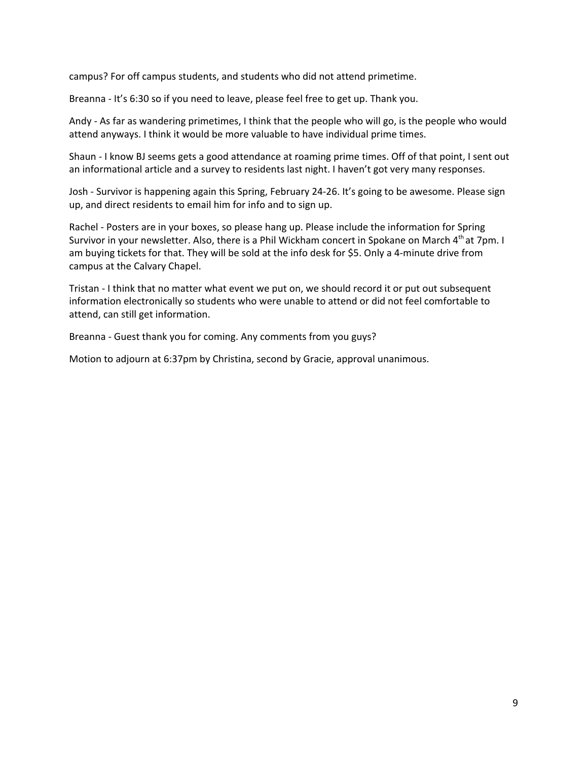campus? For off campus students, and students who did not attend primetime.

Breanna - It's 6:30 so if you need to leave, please feel free to get up. Thank you.

Andy - As far as wandering primetimes, I think that the people who will go, is the people who would attend anyways. I think it would be more valuable to have individual prime times.

Shaun - I know BJ seems gets a good attendance at roaming prime times. Off of that point, I sent out an informational article and a survey to residents last night. I haven't got very many responses.

Josh - Survivor is happening again this Spring, February 24-26. It's going to be awesome. Please sign up, and direct residents to email him for info and to sign up.

Rachel - Posters are in your boxes, so please hang up. Please include the information for Spring Survivor in your newsletter. Also, there is a Phil Wickham concert in Spokane on March 4th at 7pm. I am buying tickets for that. They will be sold at the info desk for $5. Only a 4-minute drive from campus at the Calvary Chapel.

Tristan - I think that no matter what event we put on, we should record it or put out subsequent information electronically so students who were unable to attend or did not feel comfortable to attend, can still get information.

Breanna - Guest thank you for coming. Any comments from you guys?

Motion to adjourn at 6:37pm by Christina, second by Gracie, approval unanimous.